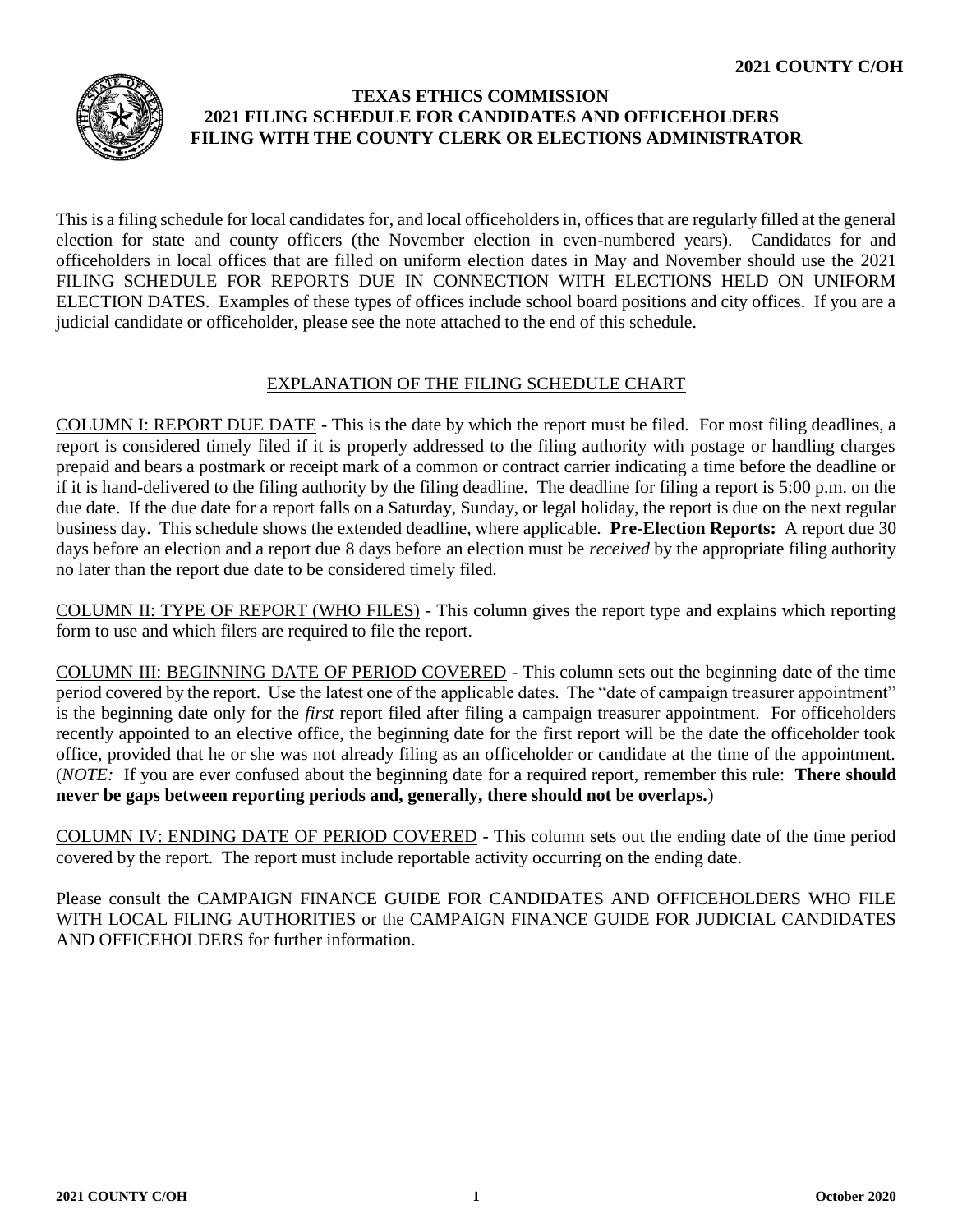# TEXAS ETHICS COMMISSION
## 2021 FILING SCHEDULE FOR CANDIDATES AND OFFICEHOLDERS FILING WITH THE COUNTY CLERK OR ELECTIONS ADMINISTRATOR

This is a filing schedule for local candidates for, and local officeholders in, offices that are regularly filled at the general election for state and county officers (the November election in even-numbered years). Candidates for and officeholders in local offices that are filled on uniform election dates in May and November should use the 2021 FILING SCHEDULE FOR REPORTS DUE IN CONNECTION WITH ELECTIONS HELD ON UNIFORM ELECTION DATES. Examples of these types of offices include school board positions and city offices. If you are a judicial candidate or officeholder, please see the note attached to the end of this schedule.

### EXPLANATION OF THE FILING SCHEDULE CHART

COLUMN I: REPORT DUE DATE - This is the date by which the report must be filed. For most filing deadlines, a report is considered timely filed if it is properly addressed to the filing authority with postage or handling charges prepaid and bears a postmark or receipt mark of a common or contract carrier indicating a time before the deadline or if it is hand-delivered to the filing authority by the filing deadline. The deadline for filing a report is 5:00 p.m. on the due date. If the due date for a report falls on a Saturday, Sunday, or legal holiday, the report is due on the next regular business day. This schedule shows the extended deadline, where applicable. **Pre-Election Reports:** A report due 30 days before an election and a report due 8 days before an election must be *received* by the appropriate filing authority no later than the report due date to be considered timely filed.

COLUMN II: TYPE OF REPORT (WHO FILES) - This column gives the report type and explains which reporting form to use and which filers are required to file the report.

COLUMN III: BEGINNING DATE OF PERIOD COVERED - This column sets out the beginning date of the time period covered by the report. Use the latest one of the applicable dates. The "date of campaign treasurer appointment" is the beginning date only for the *first* report filed after filing a campaign treasurer appointment. For officeholders recently appointed to an elective office, the beginning date for the first report will be the date the officeholder took office, provided that he or she was not already filing as an officeholder or candidate at the time of the appointment. (*NOTE:* If you are ever confused about the beginning date for a required report, remember this rule: **There should never be gaps between reporting periods and, generally, there should not be overlaps.**)

COLUMN IV: ENDING DATE OF PERIOD COVERED - This column sets out the ending date of the time period covered by the report. The report must include reportable activity occurring on the ending date.

Please consult the CAMPAIGN FINANCE GUIDE FOR CANDIDATES AND OFFICEHOLDERS WHO FILE WITH LOCAL FILING AUTHORITIES or the CAMPAIGN FINANCE GUIDE FOR JUDICIAL CANDIDATES AND OFFICEHOLDERS for further information.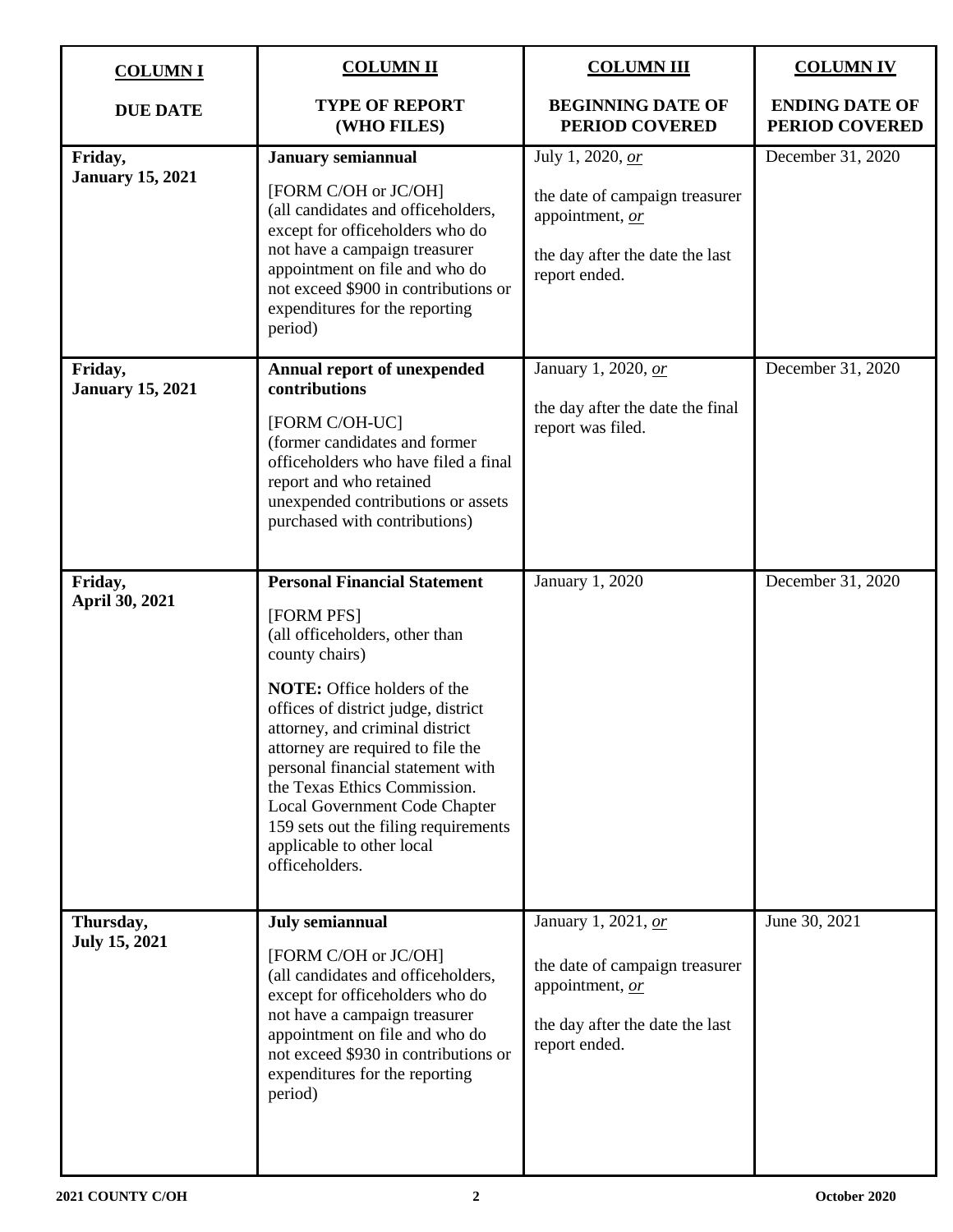| COLUMN I<br><br>DUE DATE | COLUMN II<br><br>TYPE OF REPORT (WHO FILES) | COLUMN III<br><br>BEGINNING DATE OF PERIOD COVERED | COLUMN IV<br><br>ENDING DATE OF PERIOD COVERED |
|---|---|---|---|
| **Friday, January 15, 2021** | **January semiannual**<br><br>[FORM C/OH or JC/OH] (all candidates and officeholders, except for officeholders who do not have a campaign treasurer appointment on file and who do not exceed \$900 in contributions or expenditures for the reporting period) | July 1, 2020, *or*<br><br>the date of campaign treasurer appointment, *or*<br><br>the day after the date the last report ended. | December 31, 2020 |
| **Friday, January 15, 2021** | **Annual report of unexpended contributions**<br><br>[FORM C/OH-UC] (former candidates and former officeholders who have filed a final report and who retained unexpended contributions or assets purchased with contributions) | January 1, 2020, *or*<br><br>the day after the date the final report was filed. | December 31, 2020 |
| **Friday, April 30, 2021** | **Personal Financial Statement**<br><br>[FORM PFS] (all officeholders, other than county chairs)<br><br>**NOTE:** Office holders of the offices of district judge, district attorney, and criminal district attorney are required to file the personal financial statement with the Texas Ethics Commission. Local Government Code Chapter 159 sets out the filing requirements applicable to other local officeholders. | January 1, 2020 | December 31, 2020 |
| **Thursday, July 15, 2021** | **July semiannual**<br><br>[FORM C/OH or JC/OH] (all candidates and officeholders, except for officeholders who do not have a campaign treasurer appointment on file and who do not exceed \$930 in contributions or expenditures for the reporting period) | January 1, 2021, *or*<br><br>the date of campaign treasurer appointment, *or*<br><br>the day after the date the last report ended. | June 30, 2021 |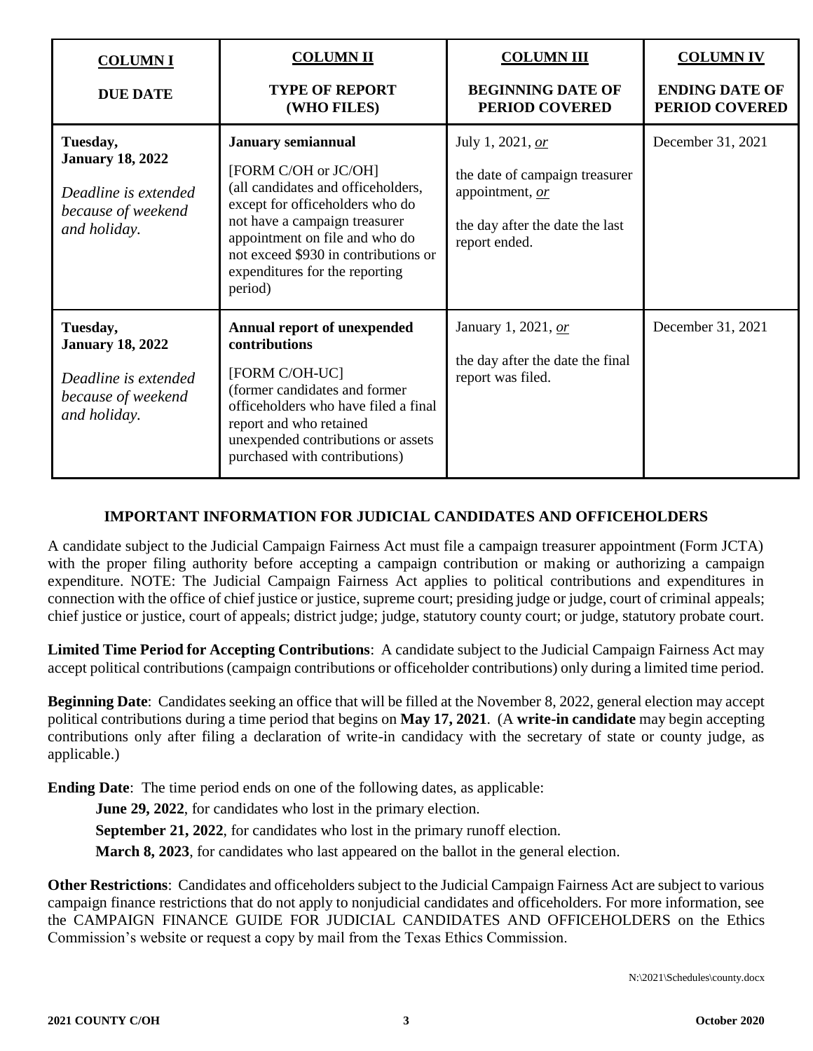| COLUMN I<br>DUE DATE | COLUMN II<br>TYPE OF REPORT (WHO FILES) | COLUMN III<br>BEGINNING DATE OF PERIOD COVERED | COLUMN IV<br>ENDING DATE OF PERIOD COVERED |
|---|---|---|---|
| **Tuesday, January 18, 2022**<br>*Deadline is extended because of weekend and holiday.* | **January semiannual**<br>[FORM C/OH or JC/OH]<br>(all candidates and officeholders, except for officeholders who do not have a campaign treasurer appointment on file and who do not exceed $930 in contributions or expenditures for the reporting period) | July 1, 2021, *or*<br>the date of campaign treasurer appointment, *or*<br>the day after the date the last report ended. | December 31, 2021 |
| **Tuesday, January 18, 2022**<br>*Deadline is extended because of weekend and holiday.* | **Annual report of unexpended contributions**<br>[FORM C/OH-UC]<br>(former candidates and former officeholders who have filed a final report and who retained unexpended contributions or assets purchased with contributions) | January 1, 2021, *or*<br>the day after the date the final report was filed. | December 31, 2021 |

## IMPORTANT INFORMATION FOR JUDICIAL CANDIDATES AND OFFICEHOLDERS

A candidate subject to the Judicial Campaign Fairness Act must file a campaign treasurer appointment (Form JCTA) with the proper filing authority before accepting a campaign contribution or making or authorizing a campaign expenditure. NOTE: The Judicial Campaign Fairness Act applies to political contributions and expenditures in connection with the office of chief justice or justice, supreme court; presiding judge or judge, court of criminal appeals; chief justice or justice, court of appeals; district judge; judge, statutory county court; or judge, statutory probate court.

**Limited Time Period for Accepting Contributions**: A candidate subject to the Judicial Campaign Fairness Act may accept political contributions (campaign contributions or officeholder contributions) only during a limited time period.

**Beginning Date**: Candidates seeking an office that will be filled at the November 8, 2022, general election may accept political contributions during a time period that begins on **May 17, 2021**. (A **write-in candidate** may begin accepting contributions only after filing a declaration of write-in candidacy with the secretary of state or county judge, as applicable.)

**Ending Date**: The time period ends on one of the following dates, as applicable:

**June 29, 2022**, for candidates who lost in the primary election.

**September 21, 2022**, for candidates who lost in the primary runoff election.

**March 8, 2023**, for candidates who last appeared on the ballot in the general election.

**Other Restrictions**: Candidates and officeholders subject to the Judicial Campaign Fairness Act are subject to various campaign finance restrictions that do not apply to nonjudicial candidates and officeholders. For more information, see the CAMPAIGN FINANCE GUIDE FOR JUDICIAL CANDIDATES AND OFFICEHOLDERS on the Ethics Commission's website or request a copy by mail from the Texas Ethics Commission.

N:\2021\Schedules\county.docx